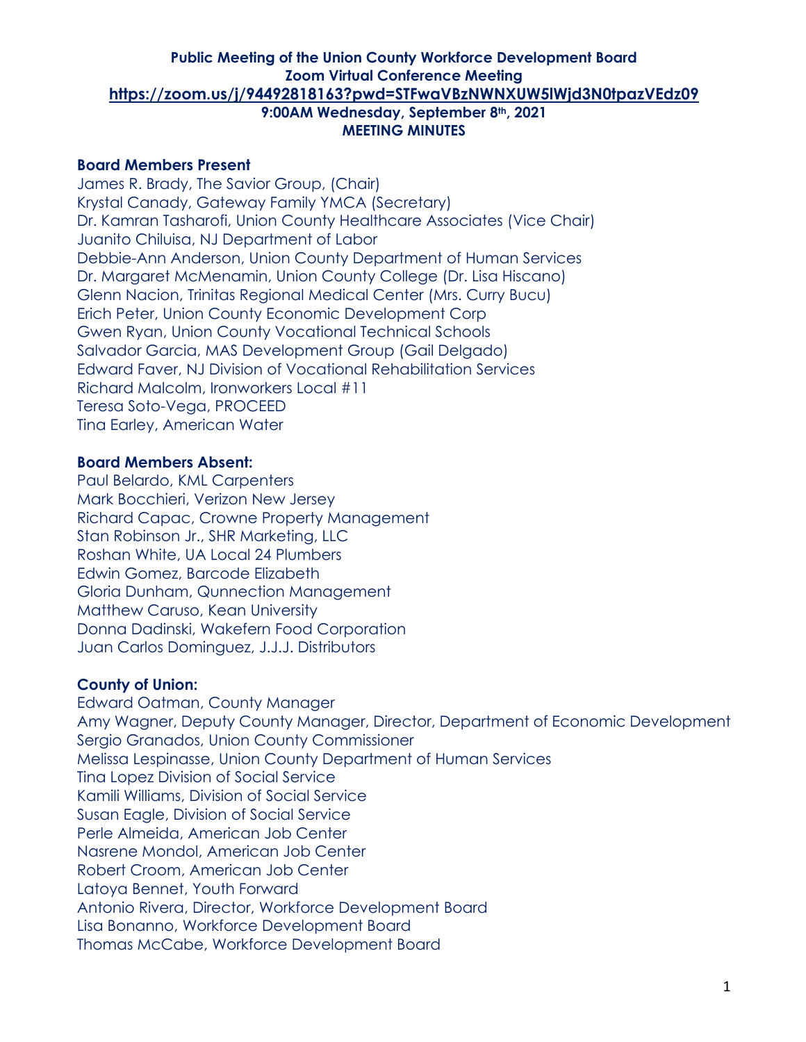**Public Meeting of the Union County Workforce Development Board**
**Zoom Virtual Conference Meeting**
**https://zoom.us/j/94492818163?pwd=STFwaVBzNWNXUW5lWjd3N0tpazVEdz09**
**9:00AM Wednesday, September 8th, 2021**
**MEETING MINUTES**

### Board Members Present

James R. Brady, The Savior Group, (Chair)
Krystal Canady, Gateway Family YMCA (Secretary)
Dr. Kamran Tasharofi, Union County Healthcare Associates (Vice Chair)
Juanito Chiluisa, NJ Department of Labor
Debbie-Ann Anderson, Union County Department of Human Services
Dr. Margaret McMenamin, Union County College (Dr. Lisa Hiscano)
Glenn Nacion, Trinitas Regional Medical Center (Mrs. Curry Bucu)
Erich Peter, Union County Economic Development Corp
Gwen Ryan, Union County Vocational Technical Schools
Salvador Garcia, MAS Development Group (Gail Delgado)
Edward Faver, NJ Division of Vocational Rehabilitation Services
Richard Malcolm, Ironworkers Local #11
Teresa Soto-Vega, PROCEED
Tina Earley, American Water

### Board Members Absent:

Paul Belardo, KML Carpenters
Mark Bocchieri, Verizon New Jersey
Richard Capac, Crowne Property Management
Stan Robinson Jr., SHR Marketing, LLC
Roshan White, UA Local 24 Plumbers
Edwin Gomez, Barcode Elizabeth
Gloria Dunham, Qunnection Management
Matthew Caruso, Kean University
Donna Dadinski, Wakefern Food Corporation
Juan Carlos Dominguez, J.J.J. Distributors

### County of Union:

Edward Oatman, County Manager
Amy Wagner, Deputy County Manager, Director, Department of Economic Development
Sergio Granados, Union County Commissioner
Melissa Lespinasse, Union County Department of Human Services
Tina Lopez Division of Social Service
Kamili Williams, Division of Social Service
Susan Eagle, Division of Social Service
Perle Almeida, American Job Center
Nasrene Mondol, American Job Center
Robert Croom, American Job Center
Latoya Bennet, Youth Forward
Antonio Rivera, Director, Workforce Development Board
Lisa Bonanno, Workforce Development Board
Thomas McCabe, Workforce Development Board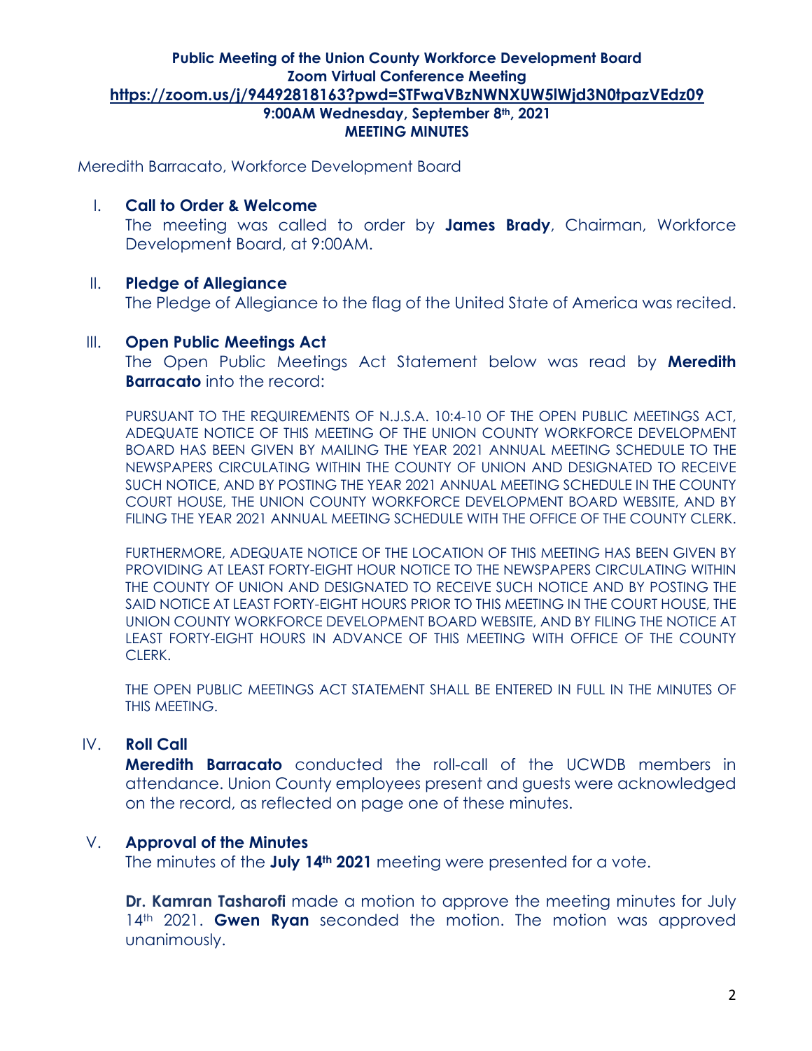**Public Meeting of the Union County Workforce Development Board**
**Zoom Virtual Conference Meeting**
**https://zoom.us/j/94492818163?pwd=STFwaVBzNWNXUW5lWjd3N0tpazVEdz09**
**9:00AM Wednesday, September 8th, 2021**
**MEETING MINUTES**

Meredith Barracato, Workforce Development Board

## I. Call to Order & Welcome

The meeting was called to order by **James Brady**, Chairman, Workforce Development Board, at 9:00AM.

## II. Pledge of Allegiance

The Pledge of Allegiance to the flag of the United State of America was recited.

## III. Open Public Meetings Act

The Open Public Meetings Act Statement below was read by **Meredith Barracato** into the record:

PURSUANT TO THE REQUIREMENTS OF N.J.S.A. 10:4-10 OF THE OPEN PUBLIC MEETINGS ACT, ADEQUATE NOTICE OF THIS MEETING OF THE UNION COUNTY WORKFORCE DEVELOPMENT BOARD HAS BEEN GIVEN BY MAILING THE YEAR 2021 ANNUAL MEETING SCHEDULE TO THE NEWSPAPERS CIRCULATING WITHIN THE COUNTY OF UNION AND DESIGNATED TO RECEIVE SUCH NOTICE, AND BY POSTING THE YEAR 2021 ANNUAL MEETING SCHEDULE IN THE COUNTY COURT HOUSE, THE UNION COUNTY WORKFORCE DEVELOPMENT BOARD WEBSITE, AND BY FILING THE YEAR 2021 ANNUAL MEETING SCHEDULE WITH THE OFFICE OF THE COUNTY CLERK.

FURTHERMORE, ADEQUATE NOTICE OF THE LOCATION OF THIS MEETING HAS BEEN GIVEN BY PROVIDING AT LEAST FORTY-EIGHT HOUR NOTICE TO THE NEWSPAPERS CIRCULATING WITHIN THE COUNTY OF UNION AND DESIGNATED TO RECEIVE SUCH NOTICE AND BY POSTING THE SAID NOTICE AT LEAST FORTY-EIGHT HOURS PRIOR TO THIS MEETING IN THE COURT HOUSE, THE UNION COUNTY WORKFORCE DEVELOPMENT BOARD WEBSITE, AND BY FILING THE NOTICE AT LEAST FORTY-EIGHT HOURS IN ADVANCE OF THIS MEETING WITH OFFICE OF THE COUNTY CLERK.

THE OPEN PUBLIC MEETINGS ACT STATEMENT SHALL BE ENTERED IN FULL IN THE MINUTES OF THIS MEETING.

## IV. Roll Call

**Meredith Barracato** conducted the roll-call of the UCWDB members in attendance. Union County employees present and guests were acknowledged on the record, as reflected on page one of these minutes.

## V. Approval of the Minutes

The minutes of the **July 14th 2021** meeting were presented for a vote.

**Dr. Kamran Tasharofi** made a motion to approve the meeting minutes for July 14th 2021. **Gwen Ryan** seconded the motion. The motion was approved unanimously.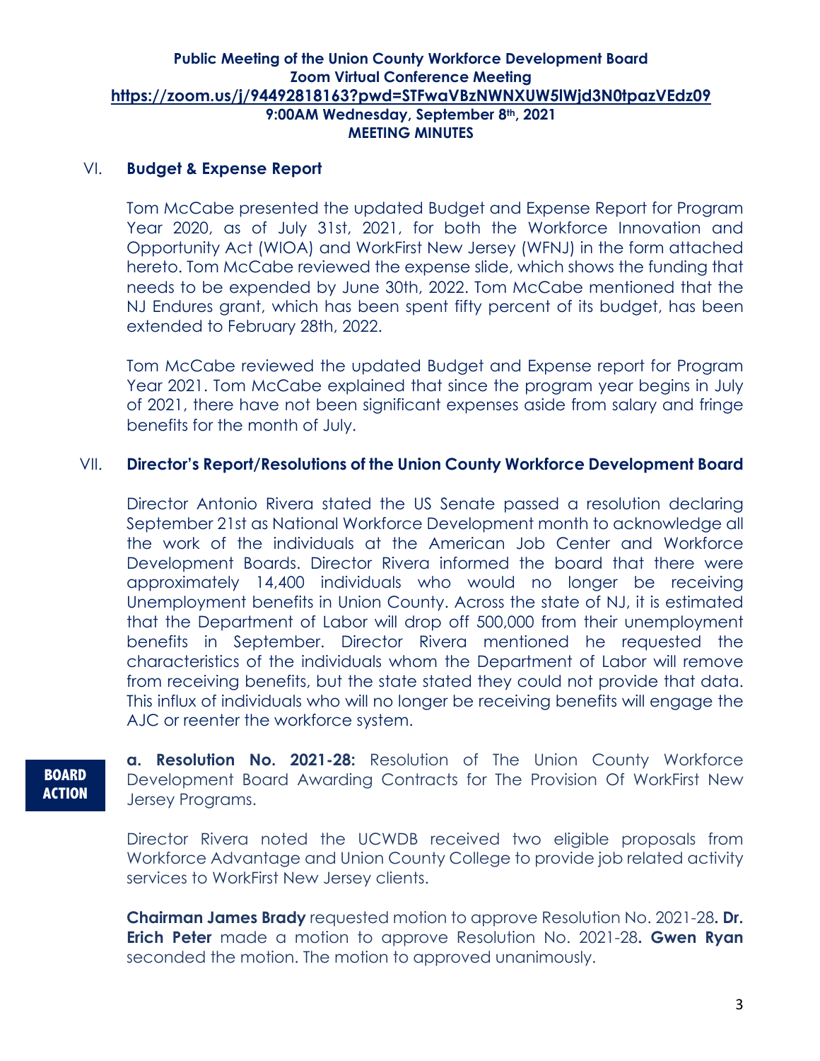**Public Meeting of the Union County Workforce Development Board**
**Zoom Virtual Conference Meeting**
**https://zoom.us/j/94492818163?pwd=STFwaVBzNWNXUW5lWjd3N0tpazVEdz09**
**9:00AM Wednesday, September 8th, 2021**
**MEETING MINUTES**

## VI. Budget & Expense Report

Tom McCabe presented the updated Budget and Expense Report for Program Year 2020, as of July 31st, 2021, for both the Workforce Innovation and Opportunity Act (WIOA) and WorkFirst New Jersey (WFNJ) in the form attached hereto. Tom McCabe reviewed the expense slide, which shows the funding that needs to be expended by June 30th, 2022. Tom McCabe mentioned that the NJ Endures grant, which has been spent fifty percent of its budget, has been extended to February 28th, 2022.

Tom McCabe reviewed the updated Budget and Expense report for Program Year 2021. Tom McCabe explained that since the program year begins in July of 2021, there have not been significant expenses aside from salary and fringe benefits for the month of July.

## VII. Director's Report/Resolutions of the Union County Workforce Development Board

Director Antonio Rivera stated the US Senate passed a resolution declaring September 21st as National Workforce Development month to acknowledge all the work of the individuals at the American Job Center and Workforce Development Boards. Director Rivera informed the board that there were approximately 14,400 individuals who would no longer be receiving Unemployment benefits in Union County. Across the state of NJ, it is estimated that the Department of Labor will drop off 500,000 from their unemployment benefits in September. Director Rivera mentioned he requested the characteristics of the individuals whom the Department of Labor will remove from receiving benefits, but the state stated they could not provide that data. This influx of individuals who will no longer be receiving benefits will engage the AJC or reenter the workforce system.

**BOARD ACTION**

**a. Resolution No. 2021-28:** Resolution of The Union County Workforce Development Board Awarding Contracts for The Provision Of WorkFirst New Jersey Programs.

Director Rivera noted the UCWDB received two eligible proposals from Workforce Advantage and Union County College to provide job related activity services to WorkFirst New Jersey clients.

**Chairman James Brady** requested motion to approve Resolution No. 2021-28**. Dr. Erich Peter** made a motion to approve Resolution No. 2021-28**. Gwen Ryan** seconded the motion. The motion to approved unanimously.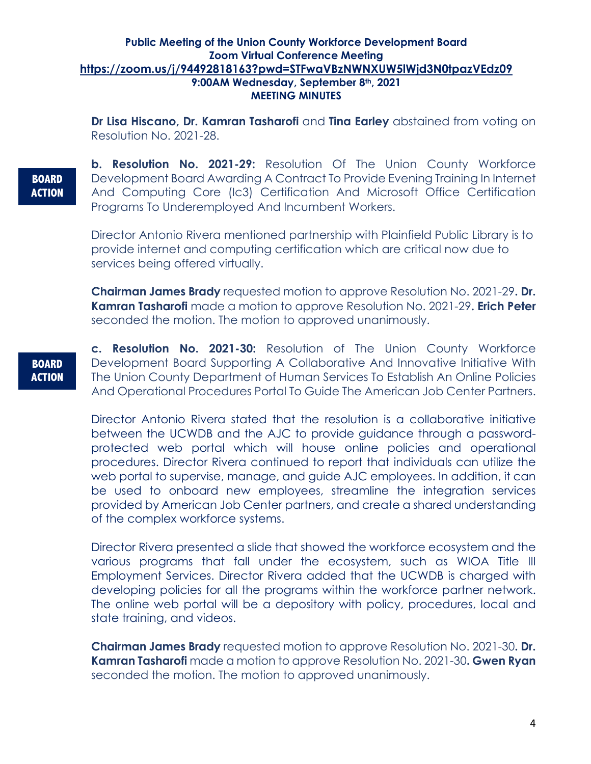**Public Meeting of the Union County Workforce Development Board**
**Zoom Virtual Conference Meeting**
**https://zoom.us/j/94492818163?pwd=STFwaVBzNWNXUW5lWjd3N0tpazVEdz09**
**9:00AM Wednesday, September 8th, 2021**
**MEETING MINUTES**

**Dr Lisa Hiscano, Dr. Kamran Tasharofi** and **Tina Earley** abstained from voting on Resolution No. 2021-28.

**BOARD ACTION**

**b. Resolution No. 2021-29:** Resolution Of The Union County Workforce Development Board Awarding A Contract To Provide Evening Training In Internet And Computing Core (Ic3) Certification And Microsoft Office Certification Programs To Underemployed And Incumbent Workers.

Director Antonio Rivera mentioned partnership with Plainfield Public Library is to provide internet and computing certification which are critical now due to services being offered virtually.

**Chairman James Brady** requested motion to approve Resolution No. 2021-29**. Dr. Kamran Tasharofi** made a motion to approve Resolution No. 2021-29**. Erich Peter** seconded the motion. The motion to approved unanimously.

**BOARD ACTION**

**c. Resolution No. 2021-30:** Resolution of The Union County Workforce Development Board Supporting A Collaborative And Innovative Initiative With The Union County Department of Human Services To Establish An Online Policies And Operational Procedures Portal To Guide The American Job Center Partners.

Director Antonio Rivera stated that the resolution is a collaborative initiative between the UCWDB and the AJC to provide guidance through a password-protected web portal which will house online policies and operational procedures. Director Rivera continued to report that individuals can utilize the web portal to supervise, manage, and guide AJC employees. In addition, it can be used to onboard new employees, streamline the integration services provided by American Job Center partners, and create a shared understanding of the complex workforce systems.

Director Rivera presented a slide that showed the workforce ecosystem and the various programs that fall under the ecosystem, such as WIOA Title III Employment Services. Director Rivera added that the UCWDB is charged with developing policies for all the programs within the workforce partner network. The online web portal will be a depository with policy, procedures, local and state training, and videos.

**Chairman James Brady** requested motion to approve Resolution No. 2021-30**. Dr. Kamran Tasharofi** made a motion to approve Resolution No. 2021-30**. Gwen Ryan** seconded the motion. The motion to approved unanimously.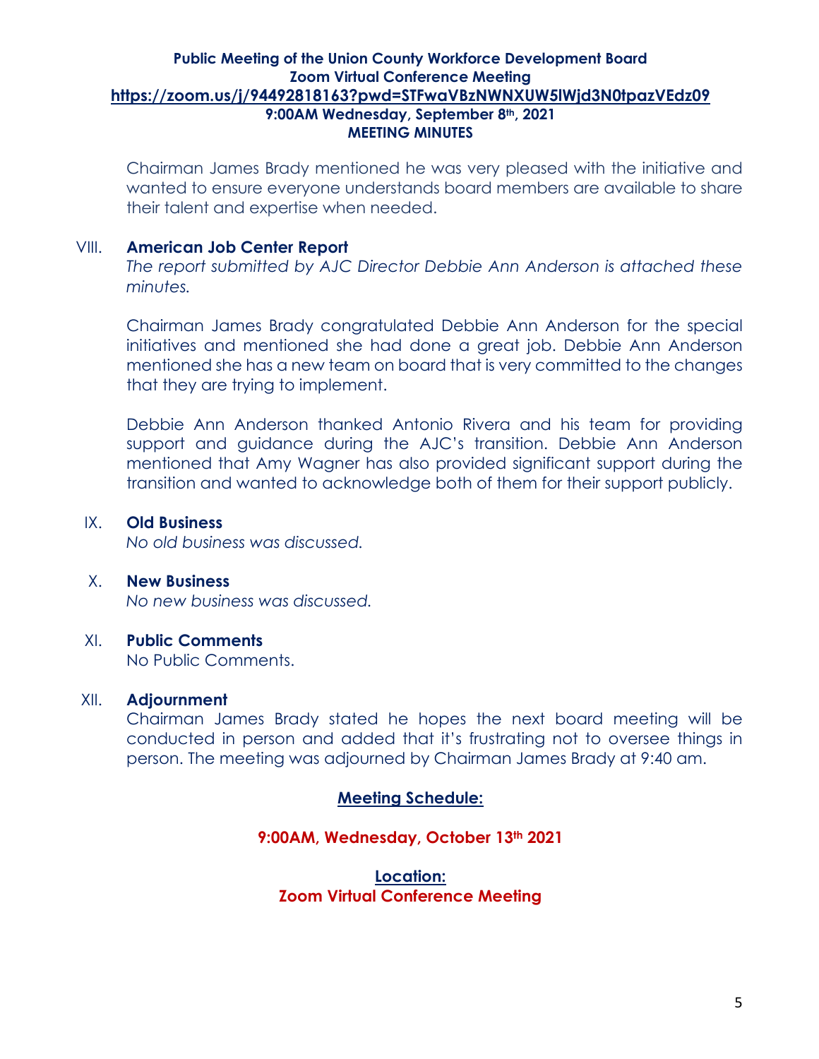**Public Meeting of the Union County Workforce Development Board**
**Zoom Virtual Conference Meeting**
**https://zoom.us/j/94492818163?pwd=STFwaVBzNWNXUW5lWjd3N0tpazVEdz09**
**9:00AM Wednesday, September 8th, 2021**
**MEETING MINUTES**

Chairman James Brady mentioned he was very pleased with the initiative and wanted to ensure everyone understands board members are available to share their talent and expertise when needed.

VIII. **American Job Center Report**

*The report submitted by AJC Director Debbie Ann Anderson is attached these minutes.*

Chairman James Brady congratulated Debbie Ann Anderson for the special initiatives and mentioned she had done a great job. Debbie Ann Anderson mentioned she has a new team on board that is very committed to the changes that they are trying to implement.

Debbie Ann Anderson thanked Antonio Rivera and his team for providing support and guidance during the AJC's transition. Debbie Ann Anderson mentioned that Amy Wagner has also provided significant support during the transition and wanted to acknowledge both of them for their support publicly.

IX. **Old Business**

*No old business was discussed.*

X. **New Business**

*No new business was discussed.*

XI. **Public Comments**

No Public Comments.

XII. **Adjournment**

Chairman James Brady stated he hopes the next board meeting will be conducted in person and added that it's frustrating not to oversee things in person. The meeting was adjourned by Chairman James Brady at 9:40 am.

**Meeting Schedule:**

**9:00AM, Wednesday, October 13th 2021**

**Location:**
**Zoom Virtual Conference Meeting**